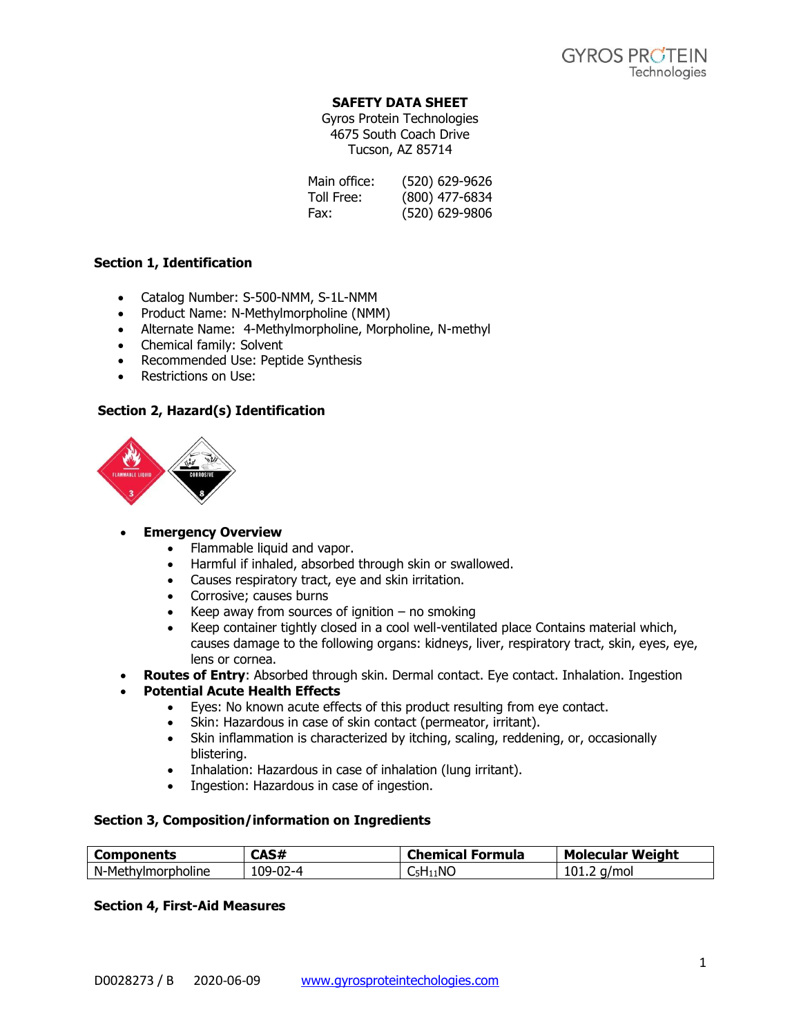# SAFETY DATA SHEET

Gyros Protein Technologies
4675 South Coach Drive
Tucson, AZ 85714

Main office: (520) 629-9626
Toll Free: (800) 477-6834
Fax: (520) 629-9806

## Section 1, Identification

- Catalog Number: S-500-NMM, S-1L-NMM
- Product Name: N-Methylmorpholine (NMM)
- Alternate Name: 4-Methylmorpholine, Morpholine, N-methyl
- Chemical family: Solvent
- Recommended Use: Peptide Synthesis
- Restrictions on Use:

## Section 2, Hazard(s) Identification

- **Emergency Overview**
  - Flammable liquid and vapor.
  - Harmful if inhaled, absorbed through skin or swallowed.
  - Causes respiratory tract, eye and skin irritation.
  - Corrosive; causes burns
  - Keep away from sources of ignition – no smoking
  - Keep container tightly closed in a cool well-ventilated place Contains material which, causes damage to the following organs: kidneys, liver, respiratory tract, skin, eyes, eye, lens or cornea.
- **Routes of Entry**: Absorbed through skin. Dermal contact. Eye contact. Inhalation. Ingestion
- **Potential Acute Health Effects**
  - Eyes: No known acute effects of this product resulting from eye contact.
  - Skin: Hazardous in case of skin contact (permeator, irritant).
  - Skin inflammation is characterized by itching, scaling, reddening, or, occasionally blistering.
  - Inhalation: Hazardous in case of inhalation (lung irritant).
  - Ingestion: Hazardous in case of ingestion.

## Section 3, Composition/information on Ingredients

| Components | CAS# | Chemical Formula | Molecular Weight |
|---|---|---|---|
| N-Methylmorpholine | 109-02-4 | $C_5H_{11}NO$ | 101.2 g/mol |

## Section 4, First-Aid Measures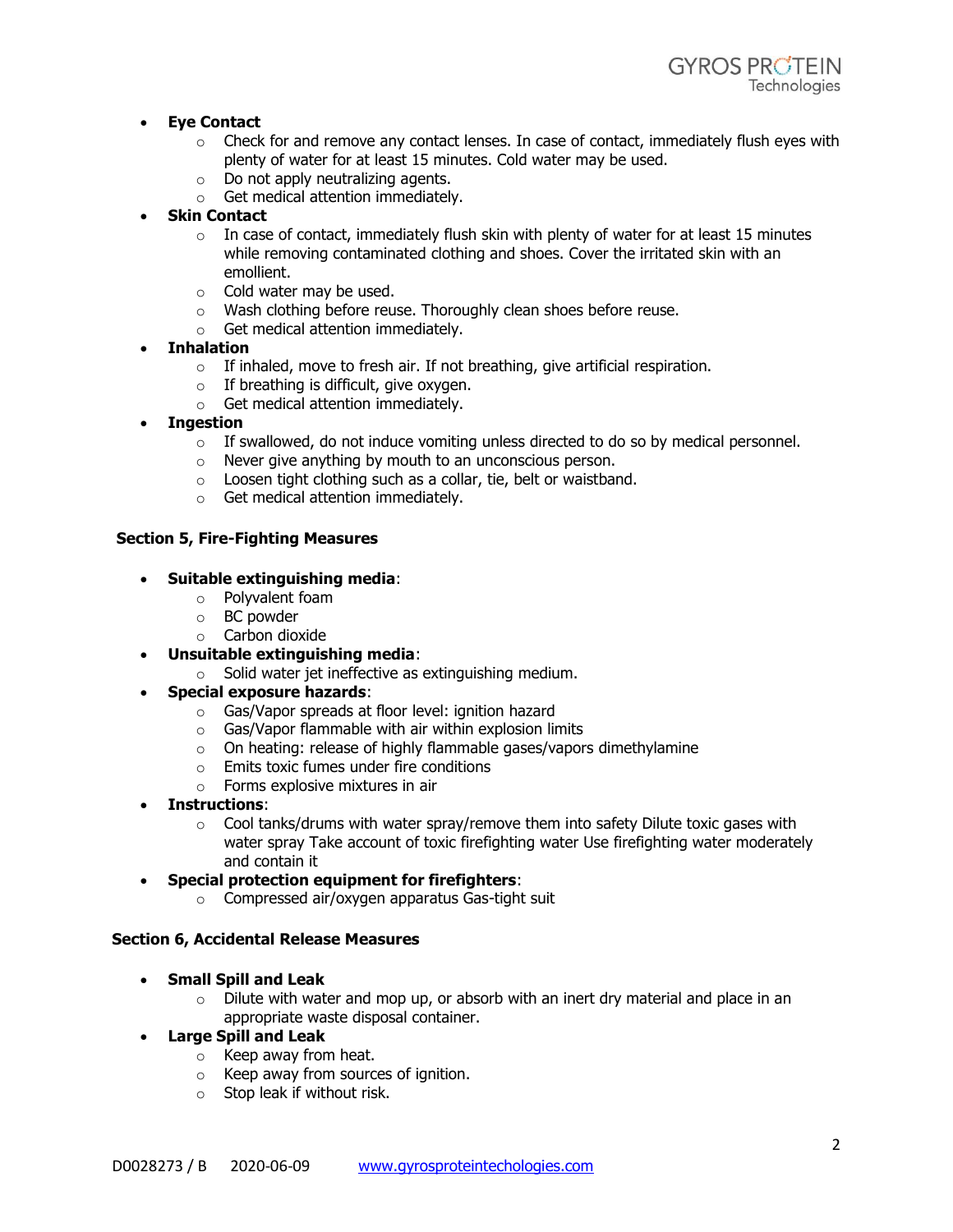- **Eye Contact**
    - Check for and remove any contact lenses. In case of contact, immediately flush eyes with plenty of water for at least 15 minutes. Cold water may be used.
    - Do not apply neutralizing agents.
    - Get medical attention immediately.
- **Skin Contact**
    - In case of contact, immediately flush skin with plenty of water for at least 15 minutes while removing contaminated clothing and shoes. Cover the irritated skin with an emollient.
    - Cold water may be used.
    - Wash clothing before reuse. Thoroughly clean shoes before reuse.
    - Get medical attention immediately.
- **Inhalation**
    - If inhaled, move to fresh air. If not breathing, give artificial respiration.
    - If breathing is difficult, give oxygen.
    - Get medical attention immediately.
- **Ingestion**
    - If swallowed, do not induce vomiting unless directed to do so by medical personnel.
    - Never give anything by mouth to an unconscious person.
    - Loosen tight clothing such as a collar, tie, belt or waistband.
    - Get medical attention immediately.

## Section 5, Fire-Fighting Measures

- **Suitable extinguishing media**:
    - Polyvalent foam
    - BC powder
    - Carbon dioxide
- **Unsuitable extinguishing media**:
    - Solid water jet ineffective as extinguishing medium.
- **Special exposure hazards**:
    - Gas/Vapor spreads at floor level: ignition hazard
    - Gas/Vapor flammable with air within explosion limits
    - On heating: release of highly flammable gases/vapors dimethylamine
    - Emits toxic fumes under fire conditions
    - Forms explosive mixtures in air
- **Instructions**:
    - Cool tanks/drums with water spray/remove them into safety Dilute toxic gases with water spray Take account of toxic firefighting water Use firefighting water moderately and contain it
- **Special protection equipment for firefighters**:
    - Compressed air/oxygen apparatus Gas-tight suit

## Section 6, Accidental Release Measures

- **Small Spill and Leak**
    - Dilute with water and mop up, or absorb with an inert dry material and place in an appropriate waste disposal container.
- **Large Spill and Leak**
    - Keep away from heat.
    - Keep away from sources of ignition.
    - Stop leak if without risk.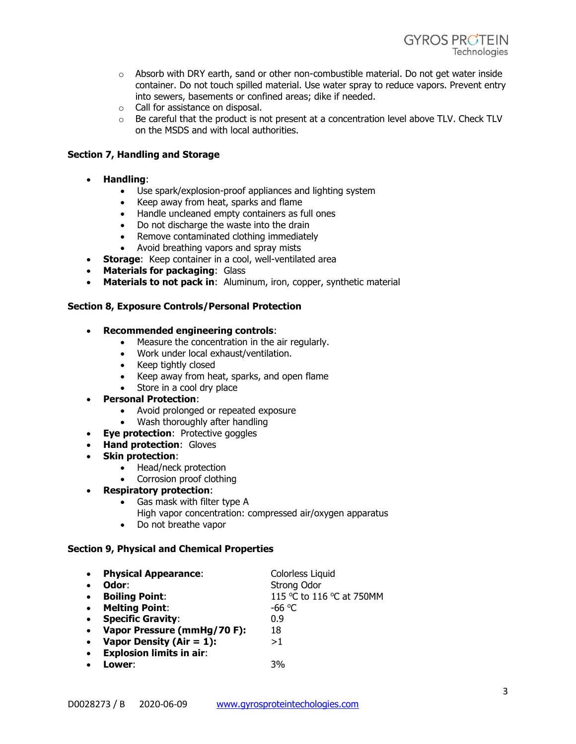- Absorb with DRY earth, sand or other non-combustible material. Do not get water inside container. Do not touch spilled material. Use water spray to reduce vapors. Prevent entry into sewers, basements or confined areas; dike if needed.
- Call for assistance on disposal.
- Be careful that the product is not present at a concentration level above TLV. Check TLV on the MSDS and with local authorities.

**Section 7, Handling and Storage**

- **Handling**:
  - Use spark/explosion-proof appliances and lighting system
  - Keep away from heat, sparks and flame
  - Handle uncleaned empty containers as full ones
  - Do not discharge the waste into the drain
  - Remove contaminated clothing immediately
  - Avoid breathing vapors and spray mists
- **Storage**: Keep container in a cool, well-ventilated area
- **Materials for packaging**: Glass
- **Materials to not pack in**: Aluminum, iron, copper, synthetic material

**Section 8, Exposure Controls/Personal Protection**

- **Recommended engineering controls**:
  - Measure the concentration in the air regularly.
  - Work under local exhaust/ventilation.
  - Keep tightly closed
  - Keep away from heat, sparks, and open flame
  - Store in a cool dry place
- **Personal Protection**:
  - Avoid prolonged or repeated exposure
  - Wash thoroughly after handling
- **Eye protection**: Protective goggles
- **Hand protection**: Gloves
- **Skin protection**:
  - Head/neck protection
  - Corrosion proof clothing
- **Respiratory protection**:
  - Gas mask with filter type A
    High vapor concentration: compressed air/oxygen apparatus
  - Do not breathe vapor

**Section 9, Physical and Chemical Properties**

- **Physical Appearance**: Colorless Liquid
- **Odor**: Strong Odor
- **Boiling Point**: 115 ºC to 116 ºC at 750MM
- **Melting Point**: -66 ºC
- **Specific Gravity**: 0.9
- **Vapor Pressure (mmHg/70 F):** 18
- **Vapor Density (Air = 1):** >1
- **Explosion limits in air**:
- **Lower**: 3%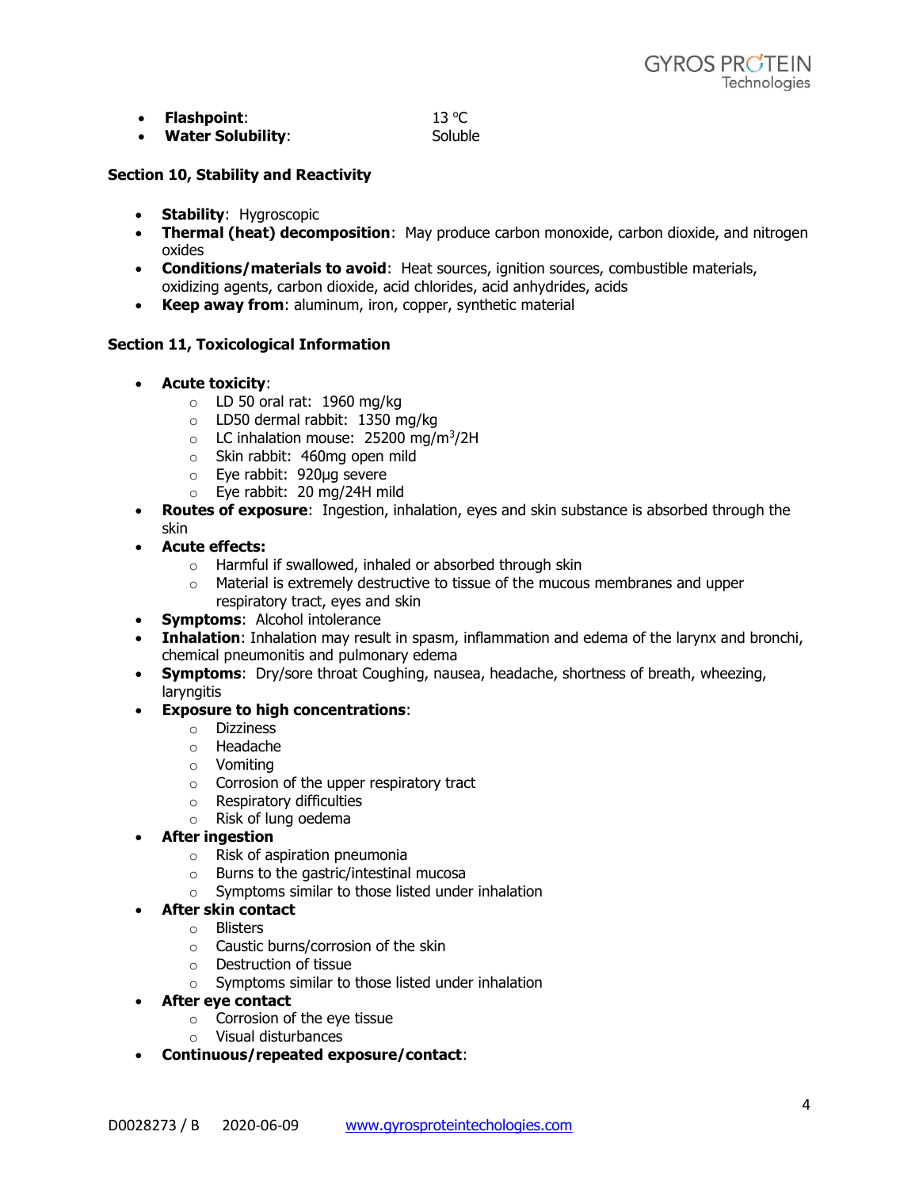- **Flashpoint**: 13 °C
- **Water Solubility**: Soluble

**Section 10, Stability and Reactivity**

- **Stability**: Hygroscopic
- **Thermal (heat) decomposition**: May produce carbon monoxide, carbon dioxide, and nitrogen oxides
- **Conditions/materials to avoid**: Heat sources, ignition sources, combustible materials, oxidizing agents, carbon dioxide, acid chlorides, acid anhydrides, acids
- **Keep away from**: aluminum, iron, copper, synthetic material

**Section 11, Toxicological Information**

- **Acute toxicity**:
  - LD 50 oral rat: 1960 mg/kg
  - LD50 dermal rabbit: 1350 mg/kg
  - LC inhalation mouse: 25200 mg/m$^3$/2H
  - Skin rabbit: 460mg open mild
  - Eye rabbit: 920µg severe
  - Eye rabbit: 20 mg/24H mild
- **Routes of exposure**: Ingestion, inhalation, eyes and skin substance is absorbed through the skin
- **Acute effects:**
  - Harmful if swallowed, inhaled or absorbed through skin
  - Material is extremely destructive to tissue of the mucous membranes and upper respiratory tract, eyes and skin
- **Symptoms**: Alcohol intolerance
- **Inhalation**: Inhalation may result in spasm, inflammation and edema of the larynx and bronchi, chemical pneumonitis and pulmonary edema
- **Symptoms**: Dry/sore throat Coughing, nausea, headache, shortness of breath, wheezing, laryngitis
- **Exposure to high concentrations**:
  - Dizziness
  - Headache
  - Vomiting
  - Corrosion of the upper respiratory tract
  - Respiratory difficulties
  - Risk of lung oedema
- **After ingestion**
  - Risk of aspiration pneumonia
  - Burns to the gastric/intestinal mucosa
  - Symptoms similar to those listed under inhalation
- **After skin contact**
  - Blisters
  - Caustic burns/corrosion of the skin
  - Destruction of tissue
  - Symptoms similar to those listed under inhalation
- **After eye contact**
  - Corrosion of the eye tissue
  - Visual disturbances
- **Continuous/repeated exposure/contact**: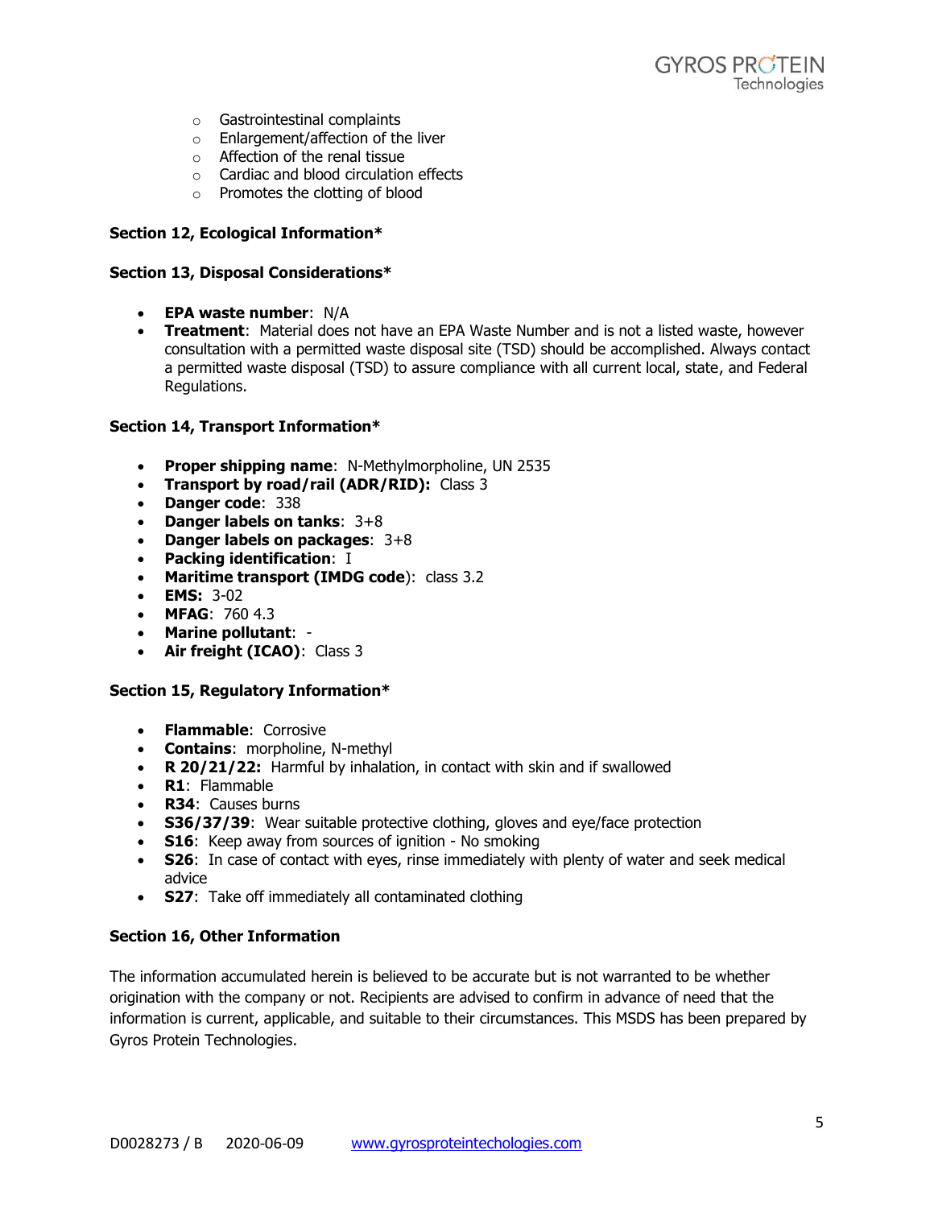- Gastrointestinal complaints
- Enlargement/affection of the liver
- Affection of the renal tissue
- Cardiac and blood circulation effects
- Promotes the clotting of blood

**Section 12, Ecological Information***

**Section 13, Disposal Considerations***

- **EPA waste number**: N/A
- **Treatment**: Material does not have an EPA Waste Number and is not a listed waste, however consultation with a permitted waste disposal site (TSD) should be accomplished. Always contact a permitted waste disposal (TSD) to assure compliance with all current local, state, and Federal Regulations.

**Section 14, Transport Information***

- **Proper shipping name**: N-Methylmorpholine, UN 2535
- **Transport by road/rail (ADR/RID):** Class 3
- **Danger code**: 338
- **Danger labels on tanks**: 3+8
- **Danger labels on packages**: 3+8
- **Packing identification**: I
- **Maritime transport (IMDG code)**: class 3.2
- **EMS:** 3-02
- **MFAG**: 760 4.3
- **Marine pollutant**: -
- **Air freight (ICAO)**: Class 3

**Section 15, Regulatory Information***

- **Flammable**: Corrosive
- **Contains**: morpholine, N-methyl
- **R 20/21/22:** Harmful by inhalation, in contact with skin and if swallowed
- **R1**: Flammable
- **R34**: Causes burns
- **S36/37/39**: Wear suitable protective clothing, gloves and eye/face protection
- **S16**: Keep away from sources of ignition - No smoking
- **S26**: In case of contact with eyes, rinse immediately with plenty of water and seek medical advice
- **S27**: Take off immediately all contaminated clothing

**Section 16, Other Information**

The information accumulated herein is believed to be accurate but is not warranted to be whether origination with the company or not. Recipients are advised to confirm in advance of need that the information is current, applicable, and suitable to their circumstances. This MSDS has been prepared by Gyros Protein Technologies.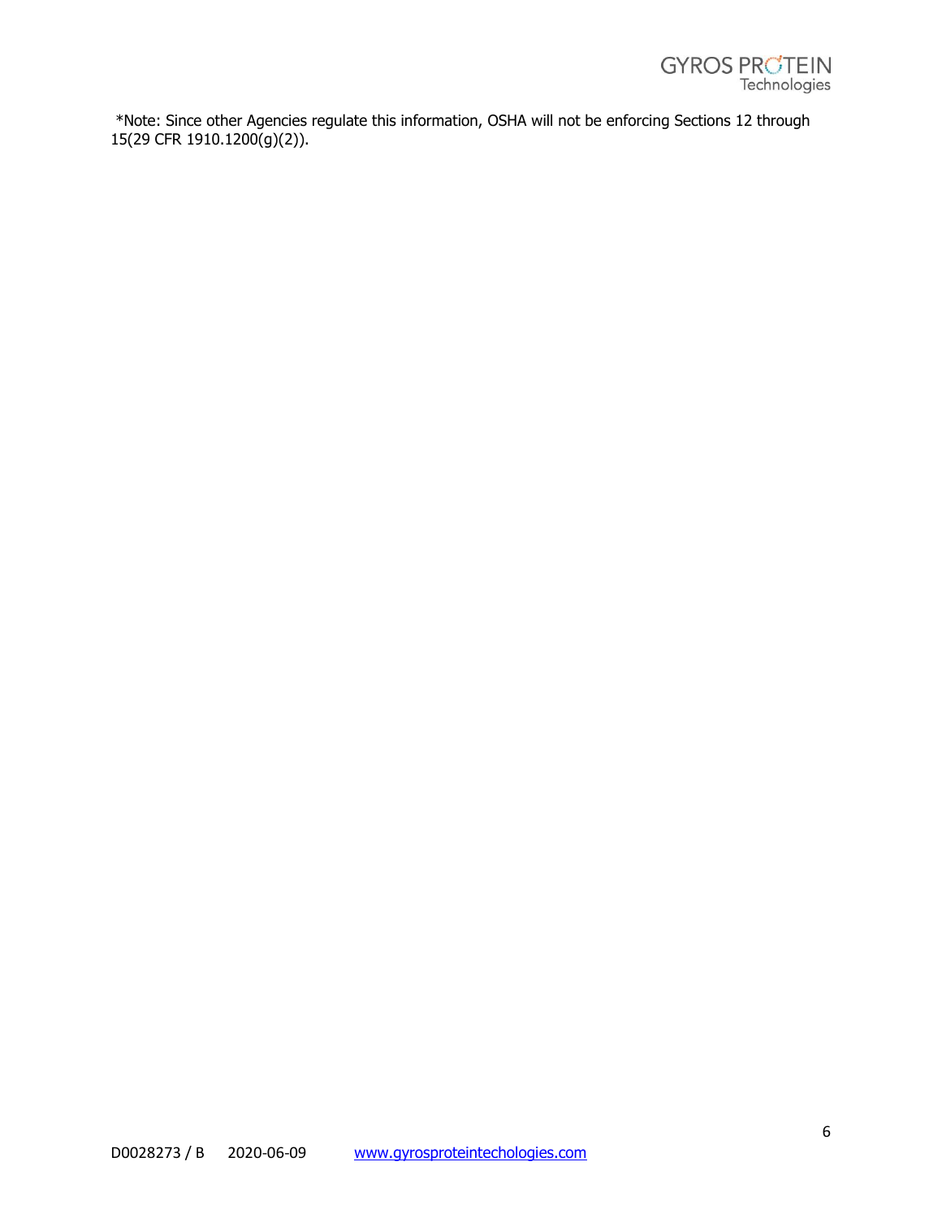*Note: Since other Agencies regulate this information, OSHA will not be enforcing Sections 12 through 15(29 CFR 1910.1200(g)(2)).